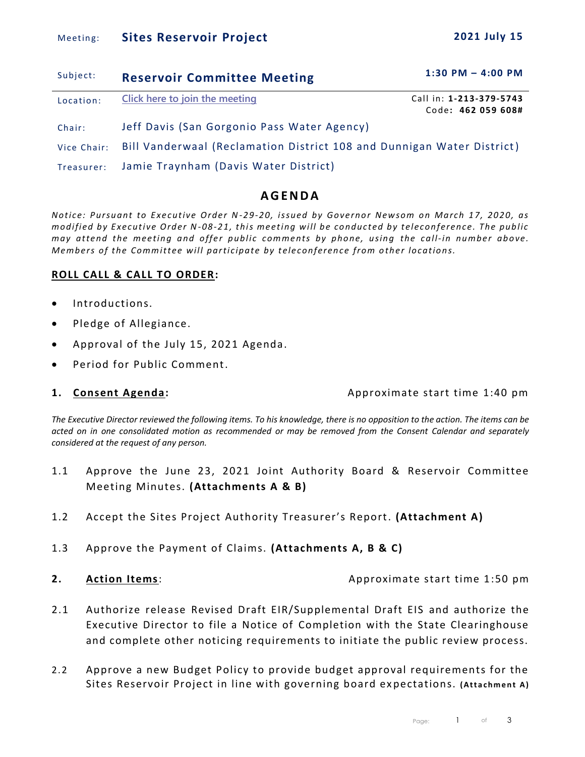| | | |
|---|---|---|
| Meeting: | **Sites Reservoir Project** | **2021 July 15** |
| Subject: | **Reservoir Committee Meeting** | **1:30 PM – 4:00 PM** |
| Location: | Click here to join the meeting | Call in: **1-213-379-5743** Code: **462 059 608#** |
| Chair: | Jeff Davis (San Gorgonio Pass Water Agency) | |
| Vice Chair: | Bill Vanderwaal (Reclamation District 108 and Dunnigan Water District) | |
| Treasurer: | Jamie Traynham (Davis Water District) | |

# AGENDA

*Notice: Pursuant to Executive Order N-29-20, issued by Governor Newsom on March 17, 2020, as modified by Executive Order N-08-21, this meeting will be conducted by teleconference. The public may attend the meeting and offer public comments by phone, using the call-in number above. Members of the Committee will participate by teleconference from other locations.*

## ROLL CALL & CALL TO ORDER:

- Introductions.
- Pledge of Allegiance.
- Approval of the July 15, 2021 Agenda.
- Period for Public Comment.

## 1. Consent Agenda: Approximate start time 1:40 pm

*The Executive Director reviewed the following items. To his knowledge, there is no opposition to the action. The items can be acted on in one consolidated motion as recommended or may be removed from the Consent Calendar and separately considered at the request of any person.*

1.1 Approve the June 23, 2021 Joint Authority Board & Reservoir Committee Meeting Minutes. **(Attachments A & B)**

1.2 Accept the Sites Project Authority Treasurer's Report. **(Attachment A)**

1.3 Approve the Payment of Claims. **(Attachments A, B & C)**

## 2. Action Items: Approximate start time 1:50 pm

2.1 Authorize release Revised Draft EIR/Supplemental Draft EIS and authorize the Executive Director to file a Notice of Completion with the State Clearinghouse and complete other noticing requirements to initiate the public review process.

2.2 Approve a new Budget Policy to provide budget approval requirements for the Sites Reservoir Project in line with governing board expectations. **(Attachment A)**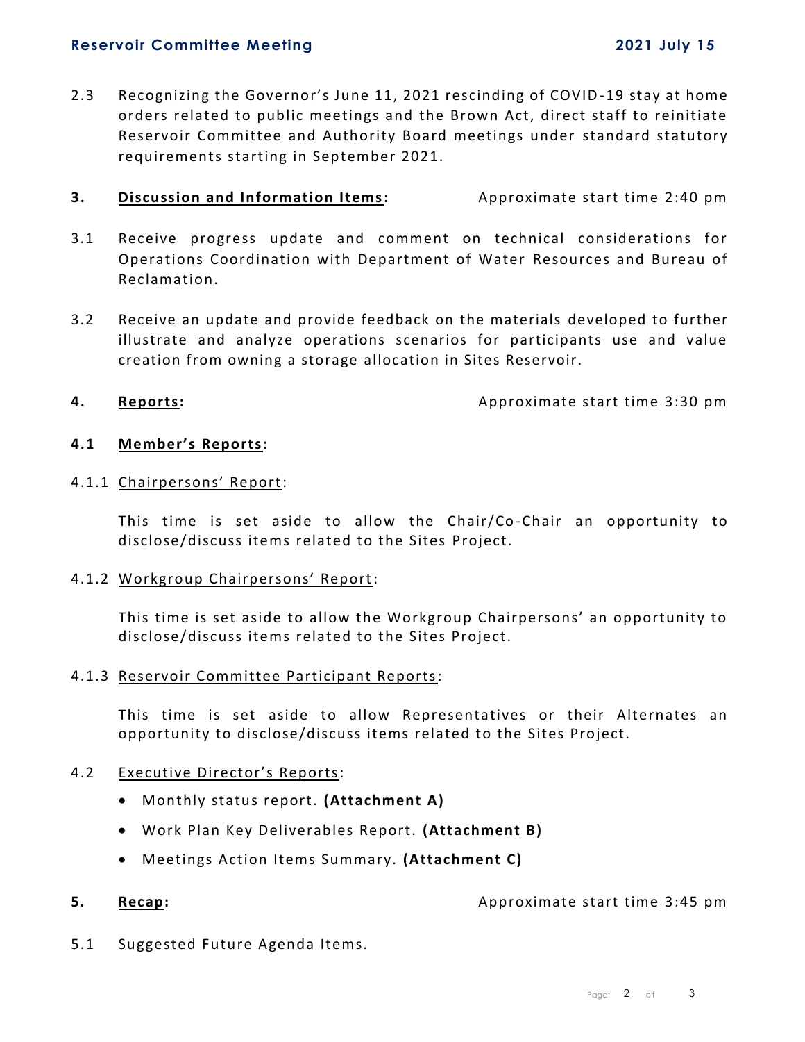2.3 Recognizing the Governor's June 11, 2021 rescinding of COVID-19 stay at home orders related to public meetings and the Brown Act, direct staff to reinitiate Reservoir Committee and Authority Board meetings under standard statutory requirements starting in September 2021.

**3. <u>Discussion and Information Items</u>:** Approximate start time 2:40 pm

3.1 Receive progress update and comment on technical considerations for Operations Coordination with Department of Water Resources and Bureau of Reclamation.

3.2 Receive an update and provide feedback on the materials developed to further illustrate and analyze operations scenarios for participants use and value creation from owning a storage allocation in Sites Reservoir.

**4. <u>Reports</u>:** Approximate start time 3:30 pm

**4.1 <u>Member's Reports</u>:**

4.1.1 <u>Chairpersons' Report</u>:

This time is set aside to allow the Chair/Co-Chair an opportunity to disclose/discuss items related to the Sites Project.

4.1.2 <u>Workgroup Chairpersons' Report</u>:

This time is set aside to allow the Workgroup Chairpersons' an opportunity to disclose/discuss items related to the Sites Project.

4.1.3 <u>Reservoir Committee Participant Reports</u>:

This time is set aside to allow Representatives or their Alternates an opportunity to disclose/discuss items related to the Sites Project.

4.2 <u>Executive Director's Reports</u>:

- Monthly status report. **(Attachment A)**
- Work Plan Key Deliverables Report. **(Attachment B)**
- Meetings Action Items Summary. **(Attachment C)**

**5. <u>Recap</u>:** Approximate start time 3:45 pm

5.1 Suggested Future Agenda Items.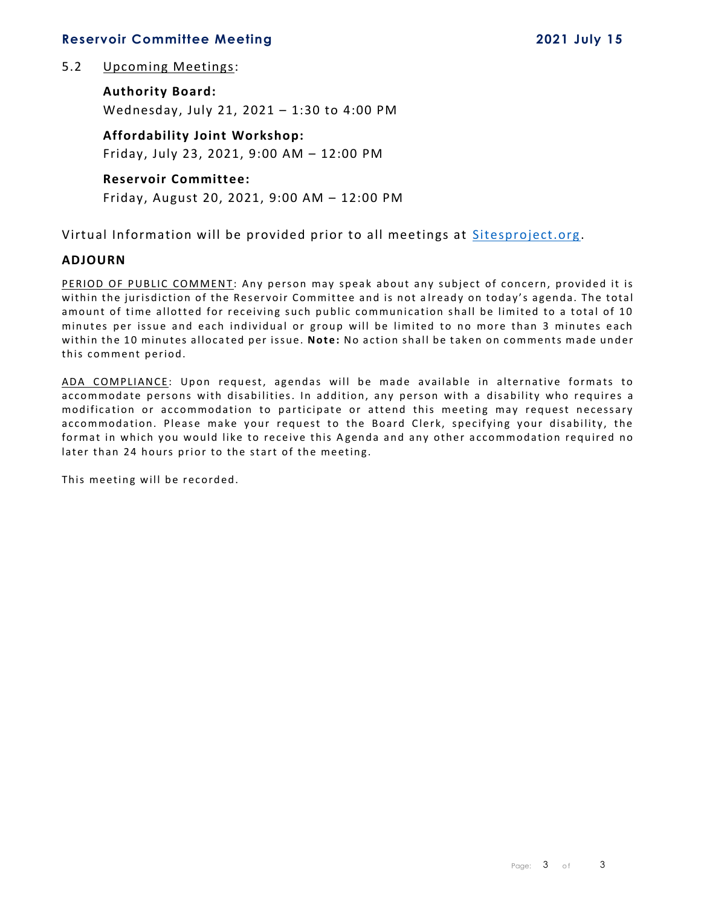5.2 Upcoming Meetings:

**Authority Board:**
Wednesday, July 21, 2021 – 1:30 to 4:00 PM

**Affordability Joint Workshop:**
Friday, July 23, 2021, 9:00 AM – 12:00 PM

**Reservoir Committee:**
Friday, August 20, 2021, 9:00 AM – 12:00 PM

Virtual Information will be provided prior to all meetings at Sitesproject.org.

## ADJOURN

PERIOD OF PUBLIC COMMENT: Any person may speak about any subject of concern, provided it is within the jurisdiction of the Reservoir Committee and is not already on today's agenda. The total amount of time allotted for receiving such public communication shall be limited to a total of 10 minutes per issue and each individual or group will be limited to no more than 3 minutes each within the 10 minutes allocated per issue. **Note:** No action shall be taken on comments made under this comment period.

ADA COMPLIANCE: Upon request, agendas will be made available in alternative formats to accommodate persons with disabilities. In addition, any person with a disability who requires a modification or accommodation to participate or attend this meeting may request necessary accommodation. Please make your request to the Board Clerk, specifying your disability, the format in which you would like to receive this Agenda and any other accommodation required no later than 24 hours prior to the start of the meeting.

This meeting will be recorded.